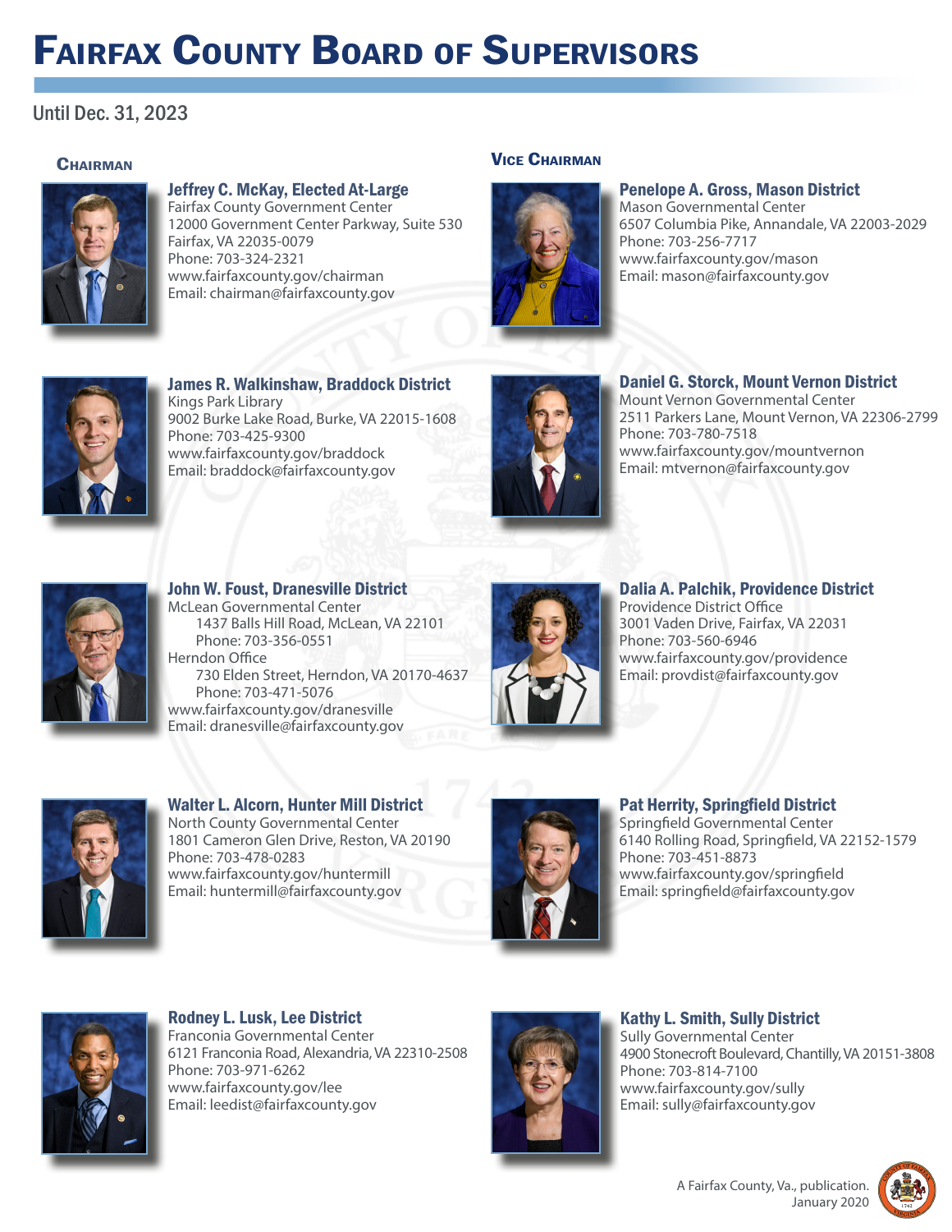# Fairfax County Board of Supervisors

Until Dec. 31, 2023

### Chairman

**Jeffrey C. McKay, Elected At-Large**
Fairfax County Government Center
12000 Government Center Parkway, Suite 530
Fairfax, VA 22035-0079
Phone: 703-324-2321
www.fairfaxcounty.gov/chairman
Email: chairman@fairfaxcounty.gov

### Vice Chairman

**Penelope A. Gross, Mason District**
Mason Governmental Center
6507 Columbia Pike, Annandale, VA 22003-2029
Phone: 703-256-7717
www.fairfaxcounty.gov/mason
Email: mason@fairfaxcounty.gov

**James R. Walkinshaw, Braddock District**
Kings Park Library
9002 Burke Lake Road, Burke, VA 22015-1608
Phone: 703-425-9300
www.fairfaxcounty.gov/braddock
Email: braddock@fairfaxcounty.gov

**Daniel G. Storck, Mount Vernon District**
Mount Vernon Governmental Center
2511 Parkers Lane, Mount Vernon, VA 22306-2799
Phone: 703-780-7518
www.fairfaxcounty.gov/mountvernon
Email: mtvernon@fairfaxcounty.gov

**John W. Foust, Dranesville District**
McLean Governmental Center
 1437 Balls Hill Road, McLean, VA 22101
 Phone: 703-356-0551
Herndon Office
 730 Elden Street, Herndon, VA 20170-4637
 Phone: 703-471-5076
www.fairfaxcounty.gov/dranesville
Email: dranesville@fairfaxcounty.gov

**Dalia A. Palchik, Providence District**
Providence District Office
3001 Vaden Drive, Fairfax, VA 22031
Phone: 703-560-6946
www.fairfaxcounty.gov/providence
Email: provdist@fairfaxcounty.gov

**Walter L. Alcorn, Hunter Mill District**
North County Governmental Center
1801 Cameron Glen Drive, Reston, VA 20190
Phone: 703-478-0283
www.fairfaxcounty.gov/huntermill
Email: huntermill@fairfaxcounty.gov

**Pat Herrity, Springfield District**
Springfield Governmental Center
6140 Rolling Road, Springfield, VA 22152-1579
Phone: 703-451-8873
www.fairfaxcounty.gov/springfield
Email: springfield@fairfaxcounty.gov

**Rodney L. Lusk, Lee District**
Franconia Governmental Center
6121 Franconia Road, Alexandria, VA 22310-2508
Phone: 703-971-6262
www.fairfaxcounty.gov/lee
Email: leedist@fairfaxcounty.gov

**Kathy L. Smith, Sully District**
Sully Governmental Center
4900 Stonecroft Boulevard, Chantilly, VA 20151-3808
Phone: 703-814-7100
www.fairfaxcounty.gov/sully
Email: sully@fairfaxcounty.gov

A Fairfax County, Va., publication.
January 2020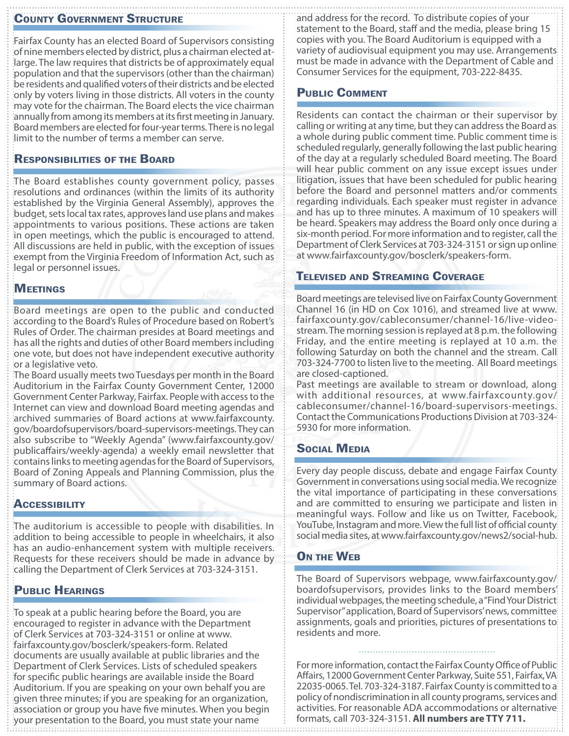## County Government Structure

Fairfax County has an elected Board of Supervisors consisting of nine members elected by district, plus a chairman elected at-large. The law requires that districts be of approximately equal population and that the supervisors (other than the chairman) be residents and qualified voters of their districts and be elected only by voters living in those districts. All voters in the county may vote for the chairman. The Board elects the vice chairman annually from among its members at its first meeting in January. Board members are elected for four-year terms. There is no legal limit to the number of terms a member can serve.

## Responsibilities of the Board

The Board establishes county government policy, passes resolutions and ordinances (within the limits of its authority established by the Virginia General Assembly), approves the budget, sets local tax rates, approves land use plans and makes appointments to various positions. These actions are taken in open meetings, which the public is encouraged to attend. All discussions are held in public, with the exception of issues exempt from the Virginia Freedom of Information Act, such as legal or personnel issues.

## Meetings

Board meetings are open to the public and conducted according to the Board's Rules of Procedure based on Robert's Rules of Order. The chairman presides at Board meetings and has all the rights and duties of other Board members including one vote, but does not have independent executive authority or a legislative veto.

The Board usually meets two Tuesdays per month in the Board Auditorium in the Fairfax County Government Center, 12000 Government Center Parkway, Fairfax. People with access to the Internet can view and download Board meeting agendas and archived summaries of Board actions at www.fairfaxcounty.gov/boardofsupervisors/board-supervisors-meetings. They can also subscribe to "Weekly Agenda" (www.fairfaxcounty.gov/publicaffairs/weekly-agenda) a weekly email newsletter that contains links to meeting agendas for the Board of Supervisors, Board of Zoning Appeals and Planning Commission, plus the summary of Board actions.

## Accessibility

The auditorium is accessible to people with disabilities. In addition to being accessible to people in wheelchairs, it also has an audio-enhancement system with multiple receivers. Requests for these receivers should be made in advance by calling the Department of Clerk Services at 703-324-3151.

## Public Hearings

To speak at a public hearing before the Board, you are encouraged to register in advance with the Department of Clerk Services at 703-324-3151 or online at www.fairfaxcounty.gov/bosclerk/speakers-form. Related documents are usually available at public libraries and the Department of Clerk Services. Lists of scheduled speakers for specific public hearings are available inside the Board Auditorium. If you are speaking on your own behalf you are given three minutes; if you are speaking for an organization, association or group you have five minutes. When you begin your presentation to the Board, you must state your name and address for the record. To distribute copies of your statement to the Board, staff and the media, please bring 15 copies with you. The Board Auditorium is equipped with a variety of audiovisual equipment you may use. Arrangements must be made in advance with the Department of Cable and Consumer Services for the equipment, 703-222-8435.

## Public Comment

Residents can contact the chairman or their supervisor by calling or writing at any time, but they can address the Board as a whole during public comment time. Public comment time is scheduled regularly, generally following the last public hearing of the day at a regularly scheduled Board meeting. The Board will hear public comment on any issue except issues under litigation, issues that have been scheduled for public hearing before the Board and personnel matters and/or comments regarding individuals. Each speaker must register in advance and has up to three minutes. A maximum of 10 speakers will be heard. Speakers may address the Board only once during a six-month period. For more information and to register, call the Department of Clerk Services at 703-324-3151 or sign up online at www.fairfaxcounty.gov/bosclerk/speakers-form.

## Televised and Streaming Coverage

Board meetings are televised live on Fairfax County Government Channel 16 (in HD on Cox 1016), and streamed live at www.fairfaxcounty.gov/cableconsumer/channel-16/live-video-stream. The morning session is replayed at 8 p.m. the following Friday, and the entire meeting is replayed at 10 a.m. the following Saturday on both the channel and the stream. Call 703-324-7700 to listen live to the meeting. All Board meetings are closed-captioned.

Past meetings are available to stream or download, along with additional resources, at www.fairfaxcounty.gov/cableconsumer/channel-16/board-supervisors-meetings. Contact the Communications Productions Division at 703-324-5930 for more information.

## Social Media

Every day people discuss, debate and engage Fairfax County Government in conversations using social media. We recognize the vital importance of participating in these conversations and are committed to ensuring we participate and listen in meaningful ways. Follow and like us on Twitter, Facebook, YouTube, Instagram and more. View the full list of official county social media sites, at www.fairfaxcounty.gov/news2/social-hub.

## On the Web

The Board of Supervisors webpage, www.fairfaxcounty.gov/boardofsupervisors, provides links to the Board members' individual webpages, the meeting schedule, a "Find Your District Supervisor" application, Board of Supervisors' news, committee assignments, goals and priorities, pictures of presentations to residents and more.

---

For more information, contact the Fairfax County Office of Public Affairs, 12000 Government Center Parkway, Suite 551, Fairfax, VA 22035-0065. Tel. 703-324-3187. Fairfax County is committed to a policy of nondiscrimination in all county programs, services and activities. For reasonable ADA accommodations or alternative formats, call 703-324-3151. **All numbers are TTY 711.**